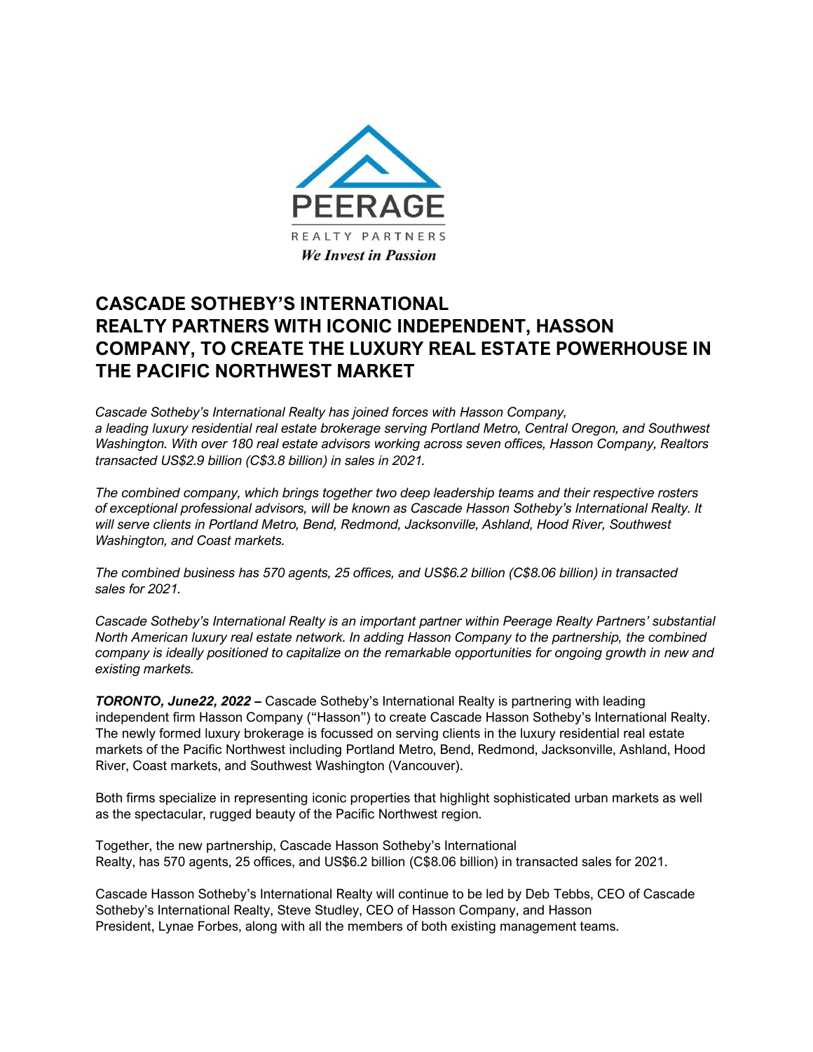PEERAGE

REALTY PARTNERS

*We Invest in Passion*

# CASCADE SOTHEBY'S INTERNATIONAL REALTY PARTNERS WITH ICONIC INDEPENDENT, HASSON COMPANY, TO CREATE THE LUXURY REAL ESTATE POWERHOUSE IN THE PACIFIC NORTHWEST MARKET

*Cascade Sotheby's International Realty has joined forces with Hasson Company, a leading luxury residential real estate brokerage serving Portland Metro, Central Oregon, and Southwest Washington. With over 180 real estate advisors working across seven offices, Hasson Company, Realtors transacted US$2.9 billion (C$3.8 billion) in sales in 2021.*

*The combined company, which brings together two deep leadership teams and their respective rosters of exceptional professional advisors, will be known as Cascade Hasson Sotheby's International Realty. It will serve clients in Portland Metro, Bend, Redmond, Jacksonville, Ashland, Hood River, Southwest Washington, and Coast markets.*

*The combined business has 570 agents, 25 offices, and US$6.2 billion (C$8.06 billion) in transacted sales for 2021.*

*Cascade Sotheby's International Realty is an important partner within Peerage Realty Partners' substantial North American luxury real estate network. In adding Hasson Company to the partnership, the combined company is ideally positioned to capitalize on the remarkable opportunities for ongoing growth in new and existing markets.*

***TORONTO, June22, 2022 –*** Cascade Sotheby's International Realty is partnering with leading independent firm Hasson Company ("Hasson") to create Cascade Hasson Sotheby's International Realty. The newly formed luxury brokerage is focussed on serving clients in the luxury residential real estate markets of the Pacific Northwest including Portland Metro, Bend, Redmond, Jacksonville, Ashland, Hood River, Coast markets, and Southwest Washington (Vancouver).

Both firms specialize in representing iconic properties that highlight sophisticated urban markets as well as the spectacular, rugged beauty of the Pacific Northwest region.

Together, the new partnership, Cascade Hasson Sotheby's International Realty, has 570 agents, 25 offices, and US$6.2 billion (C$8.06 billion) in transacted sales for 2021.

Cascade Hasson Sotheby's International Realty will continue to be led by Deb Tebbs, CEO of Cascade Sotheby's International Realty, Steve Studley, CEO of Hasson Company, and Hasson President, Lynae Forbes, along with all the members of both existing management teams.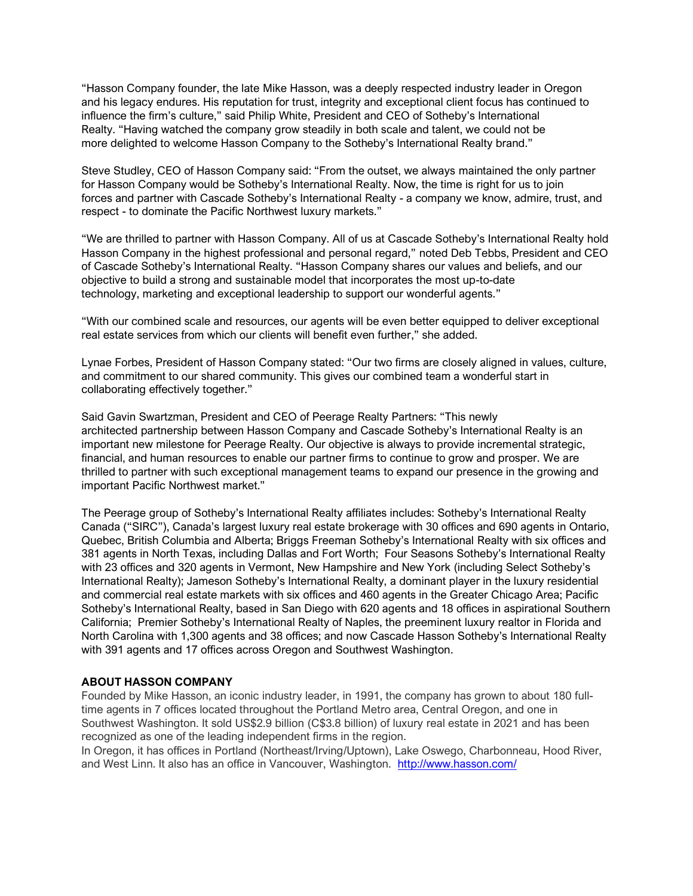"Hasson Company founder, the late Mike Hasson, was a deeply respected industry leader in Oregon and his legacy endures. His reputation for trust, integrity and exceptional client focus has continued to influence the firm's culture," said Philip White, President and CEO of Sotheby's International Realty. "Having watched the company grow steadily in both scale and talent, we could not be more delighted to welcome Hasson Company to the Sotheby's International Realty brand."

Steve Studley, CEO of Hasson Company said: "From the outset, we always maintained the only partner for Hasson Company would be Sotheby's International Realty. Now, the time is right for us to join forces and partner with Cascade Sotheby's International Realty - a company we know, admire, trust, and respect - to dominate the Pacific Northwest luxury markets."

"We are thrilled to partner with Hasson Company. All of us at Cascade Sotheby's International Realty hold Hasson Company in the highest professional and personal regard," noted Deb Tebbs, President and CEO of Cascade Sotheby's International Realty. "Hasson Company shares our values and beliefs, and our objective to build a strong and sustainable model that incorporates the most up-to-date technology, marketing and exceptional leadership to support our wonderful agents."

"With our combined scale and resources, our agents will be even better equipped to deliver exceptional real estate services from which our clients will benefit even further," she added.

Lynae Forbes, President of Hasson Company stated: "Our two firms are closely aligned in values, culture, and commitment to our shared community. This gives our combined team a wonderful start in collaborating effectively together."

Said Gavin Swartzman, President and CEO of Peerage Realty Partners: "This newly architected partnership between Hasson Company and Cascade Sotheby's International Realty is an important new milestone for Peerage Realty. Our objective is always to provide incremental strategic, financial, and human resources to enable our partner firms to continue to grow and prosper. We are thrilled to partner with such exceptional management teams to expand our presence in the growing and important Pacific Northwest market."

The Peerage group of Sotheby's International Realty affiliates includes: Sotheby's International Realty Canada ("SIRC"), Canada's largest luxury real estate brokerage with 30 offices and 690 agents in Ontario, Quebec, British Columbia and Alberta; Briggs Freeman Sotheby's International Realty with six offices and 381 agents in North Texas, including Dallas and Fort Worth; Four Seasons Sotheby's International Realty with 23 offices and 320 agents in Vermont, New Hampshire and New York (including Select Sotheby's International Realty); Jameson Sotheby's International Realty, a dominant player in the luxury residential and commercial real estate markets with six offices and 460 agents in the Greater Chicago Area; Pacific Sotheby's International Realty, based in San Diego with 620 agents and 18 offices in aspirational Southern California; Premier Sotheby's International Realty of Naples, the preeminent luxury realtor in Florida and North Carolina with 1,300 agents and 38 offices; and now Cascade Hasson Sotheby's International Realty with 391 agents and 17 offices across Oregon and Southwest Washington.

**ABOUT HASSON COMPANY**

Founded by Mike Hasson, an iconic industry leader, in 1991, the company has grown to about 180 full-time agents in 7 offices located throughout the Portland Metro area, Central Oregon, and one in Southwest Washington. It sold US$2.9 billion (C$3.8 billion) of luxury real estate in 2021 and has been recognized as one of the leading independent firms in the region.

In Oregon, it has offices in Portland (Northeast/Irving/Uptown), Lake Oswego, Charbonneau, Hood River, and West Linn. It also has an office in Vancouver, Washington. http://www.hasson.com/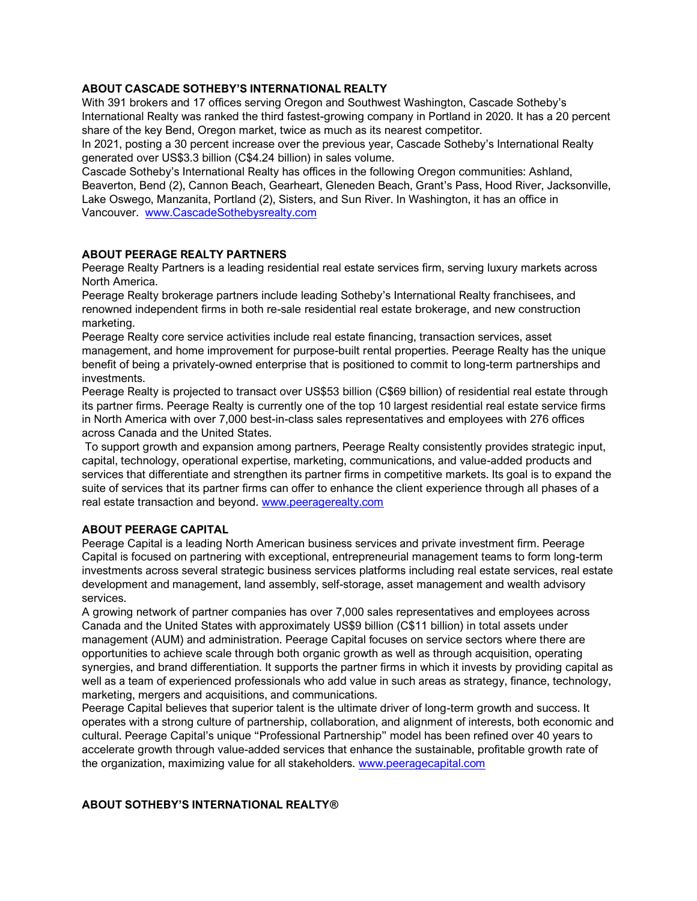**ABOUT CASCADE SOTHEBY'S INTERNATIONAL REALTY**

With 391 brokers and 17 offices serving Oregon and Southwest Washington, Cascade Sotheby's International Realty was ranked the third fastest-growing company in Portland in 2020. It has a 20 percent share of the key Bend, Oregon market, twice as much as its nearest competitor.

In 2021, posting a 30 percent increase over the previous year, Cascade Sotheby's International Realty generated over US$3.3 billion (C$4.24 billion) in sales volume.

Cascade Sotheby's International Realty has offices in the following Oregon communities: Ashland, Beaverton, Bend (2), Cannon Beach, Gearheart, Gleneden Beach, Grant's Pass, Hood River, Jacksonville, Lake Oswego, Manzanita, Portland (2), Sisters, and Sun River. In Washington, it has an office in Vancouver. www.CascadeSothebysrealty.com

**ABOUT PEERAGE REALTY PARTNERS**

Peerage Realty Partners is a leading residential real estate services firm, serving luxury markets across North America.

Peerage Realty brokerage partners include leading Sotheby's International Realty franchisees, and renowned independent firms in both re-sale residential real estate brokerage, and new construction marketing.

Peerage Realty core service activities include real estate financing, transaction services, asset management, and home improvement for purpose-built rental properties. Peerage Realty has the unique benefit of being a privately-owned enterprise that is positioned to commit to long-term partnerships and investments.

Peerage Realty is projected to transact over US$53 billion (C$69 billion) of residential real estate through its partner firms. Peerage Realty is currently one of the top 10 largest residential real estate service firms in North America with over 7,000 best-in-class sales representatives and employees with 276 offices across Canada and the United States.

To support growth and expansion among partners, Peerage Realty consistently provides strategic input, capital, technology, operational expertise, marketing, communications, and value-added products and services that differentiate and strengthen its partner firms in competitive markets. Its goal is to expand the suite of services that its partner firms can offer to enhance the client experience through all phases of a real estate transaction and beyond. www.peeragerealty.com

**ABOUT PEERAGE CAPITAL**

Peerage Capital is a leading North American business services and private investment firm. Peerage Capital is focused on partnering with exceptional, entrepreneurial management teams to form long-term investments across several strategic business services platforms including real estate services, real estate development and management, land assembly, self-storage, asset management and wealth advisory services.

A growing network of partner companies has over 7,000 sales representatives and employees across Canada and the United States with approximately US$9 billion (C$11 billion) in total assets under management (AUM) and administration. Peerage Capital focuses on service sectors where there are opportunities to achieve scale through both organic growth as well as through acquisition, operating synergies, and brand differentiation. It supports the partner firms in which it invests by providing capital as well as a team of experienced professionals who add value in such areas as strategy, finance, technology, marketing, mergers and acquisitions, and communications.

Peerage Capital believes that superior talent is the ultimate driver of long-term growth and success. It operates with a strong culture of partnership, collaboration, and alignment of interests, both economic and cultural. Peerage Capital's unique "Professional Partnership" model has been refined over 40 years to accelerate growth through value-added services that enhance the sustainable, profitable growth rate of the organization, maximizing value for all stakeholders. www.peeragecapital.com

**ABOUT SOTHEBY'S INTERNATIONAL REALTY®**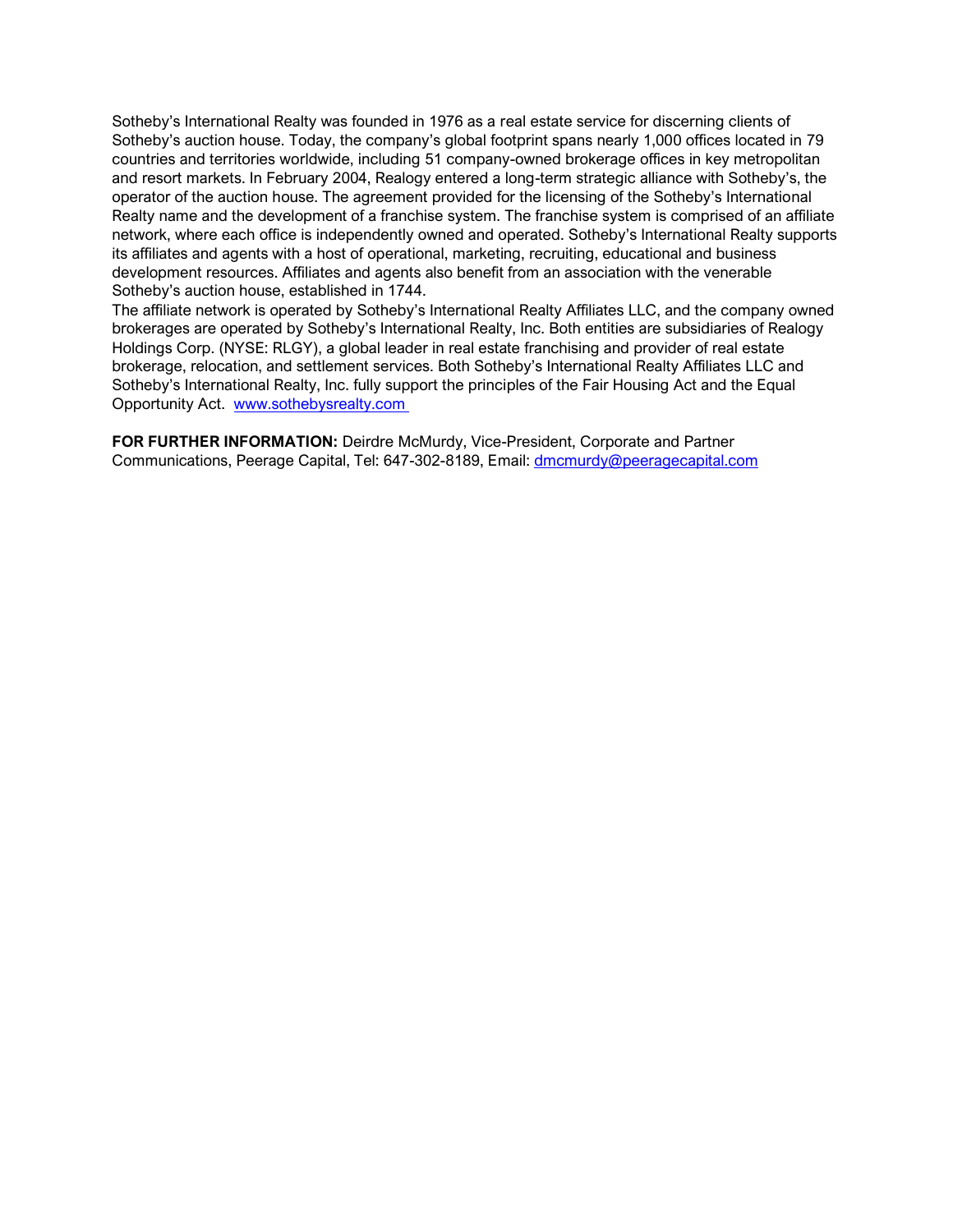Sotheby's International Realty was founded in 1976 as a real estate service for discerning clients of Sotheby's auction house. Today, the company's global footprint spans nearly 1,000 offices located in 79 countries and territories worldwide, including 51 company-owned brokerage offices in key metropolitan and resort markets. In February 2004, Realogy entered a long-term strategic alliance with Sotheby's, the operator of the auction house. The agreement provided for the licensing of the Sotheby's International Realty name and the development of a franchise system. The franchise system is comprised of an affiliate network, where each office is independently owned and operated. Sotheby's International Realty supports its affiliates and agents with a host of operational, marketing, recruiting, educational and business development resources. Affiliates and agents also benefit from an association with the venerable Sotheby's auction house, established in 1744.

The affiliate network is operated by Sotheby's International Realty Affiliates LLC, and the company owned brokerages are operated by Sotheby's International Realty, Inc. Both entities are subsidiaries of Realogy Holdings Corp. (NYSE: RLGY), a global leader in real estate franchising and provider of real estate brokerage, relocation, and settlement services. Both Sotheby's International Realty Affiliates LLC and Sotheby's International Realty, Inc. fully support the principles of the Fair Housing Act and the Equal Opportunity Act. www.sothebysrealty.com

**FOR FURTHER INFORMATION:** Deirdre McMurdy, Vice-President, Corporate and Partner Communications, Peerage Capital, Tel: 647-302-8189, Email: dmcmurdy@peeragecapital.com